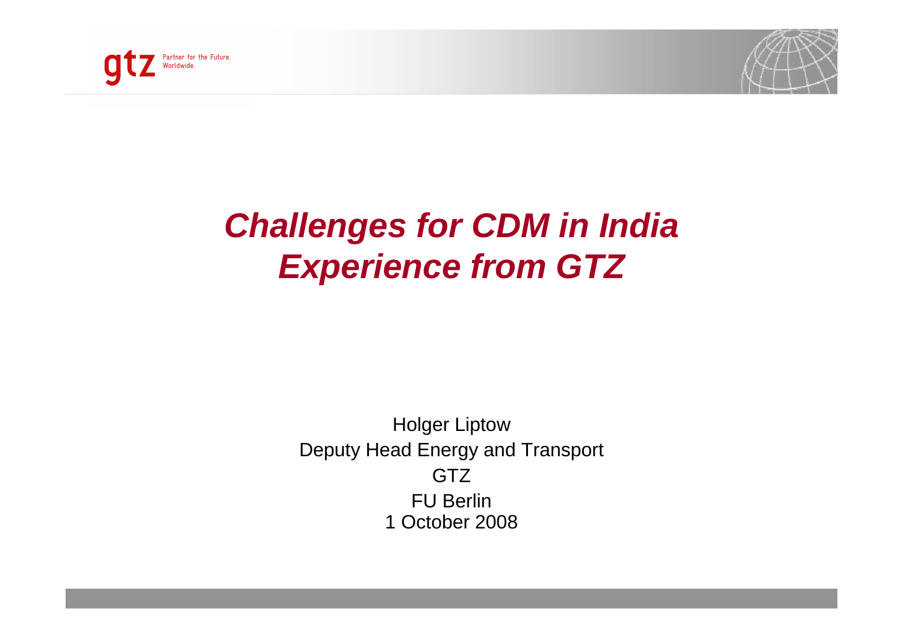# *Challenges for CDM in India Experience from GTZ*

Holger Liptow

Deputy Head Energy and Transport

GTZ

FU Berlin

1 October 2008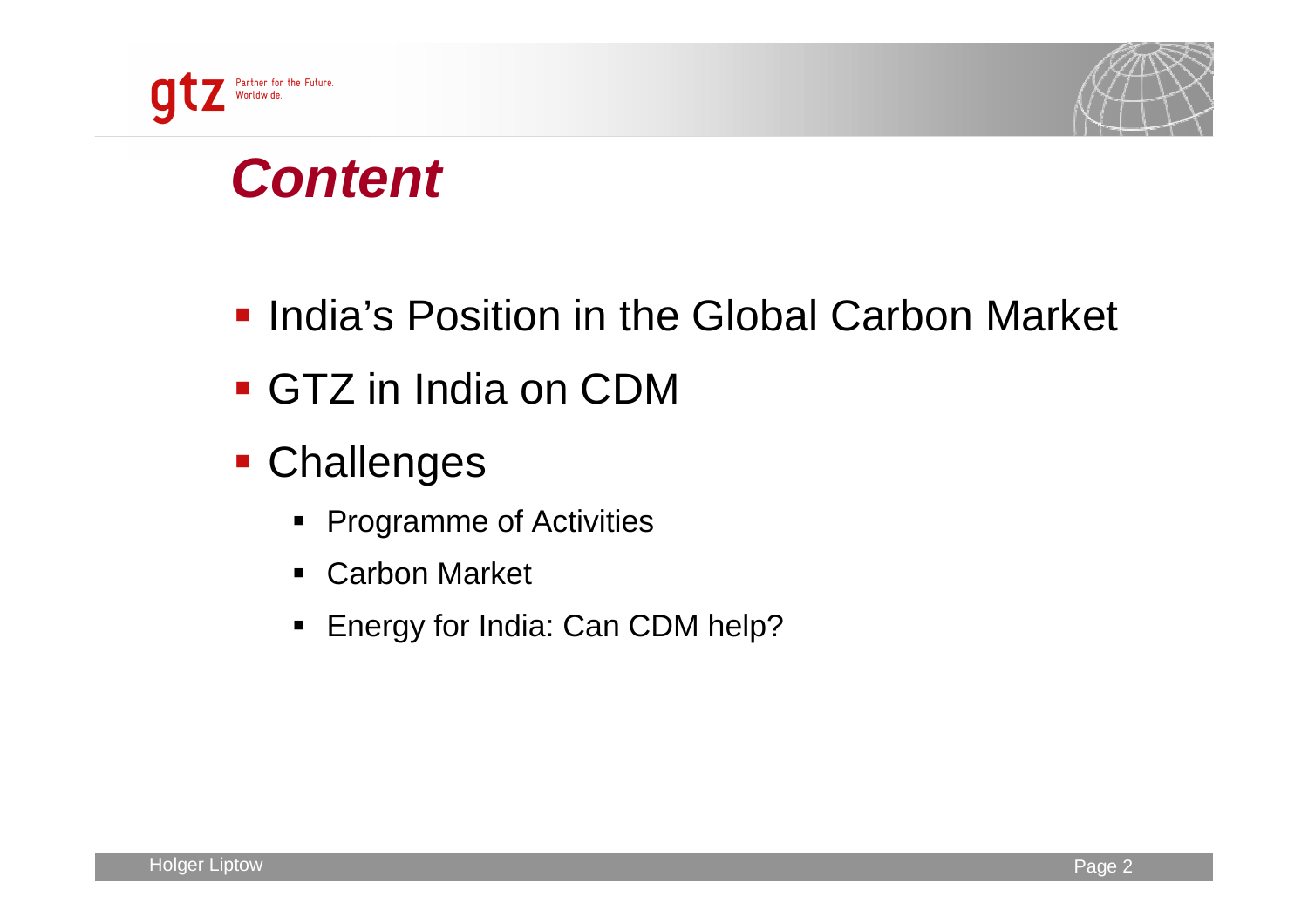# *Content*

- India's Position in the Global Carbon Market
- GTZ in India on CDM
- Challenges
    - Programme of Activities
    - Carbon Market
    - Energy for India: Can CDM help?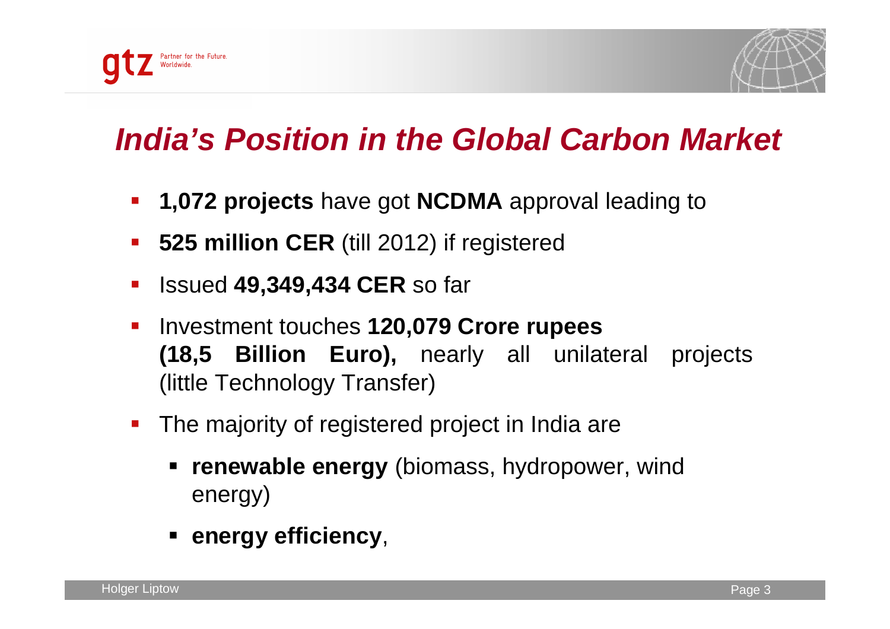# *India's Position in the Global Carbon Market*

- **1,072 projects** have got **NCDMA** approval leading to
- **525 million CER** (till 2012) if registered
- Issued **49,349,434 CER** so far
- Investment touches **120,079 Crore rupees (18,5 Billion Euro),** nearly all unilateral projects (little Technology Transfer)
- The majority of registered project in India are
  - **renewable energy** (biomass, hydropower, wind energy)
  - **energy efficiency**,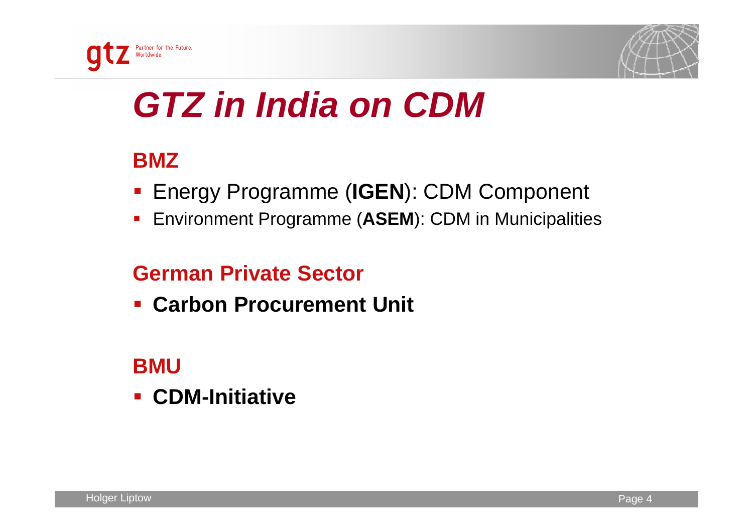# GTZ in India on CDM

## BMZ

- Energy Programme (**IGEN**): CDM Component
- Environment Programme (**ASEM**): CDM in Municipalities

## German Private Sector

- **Carbon Procurement Unit**

## BMU

- **CDM-Initiative**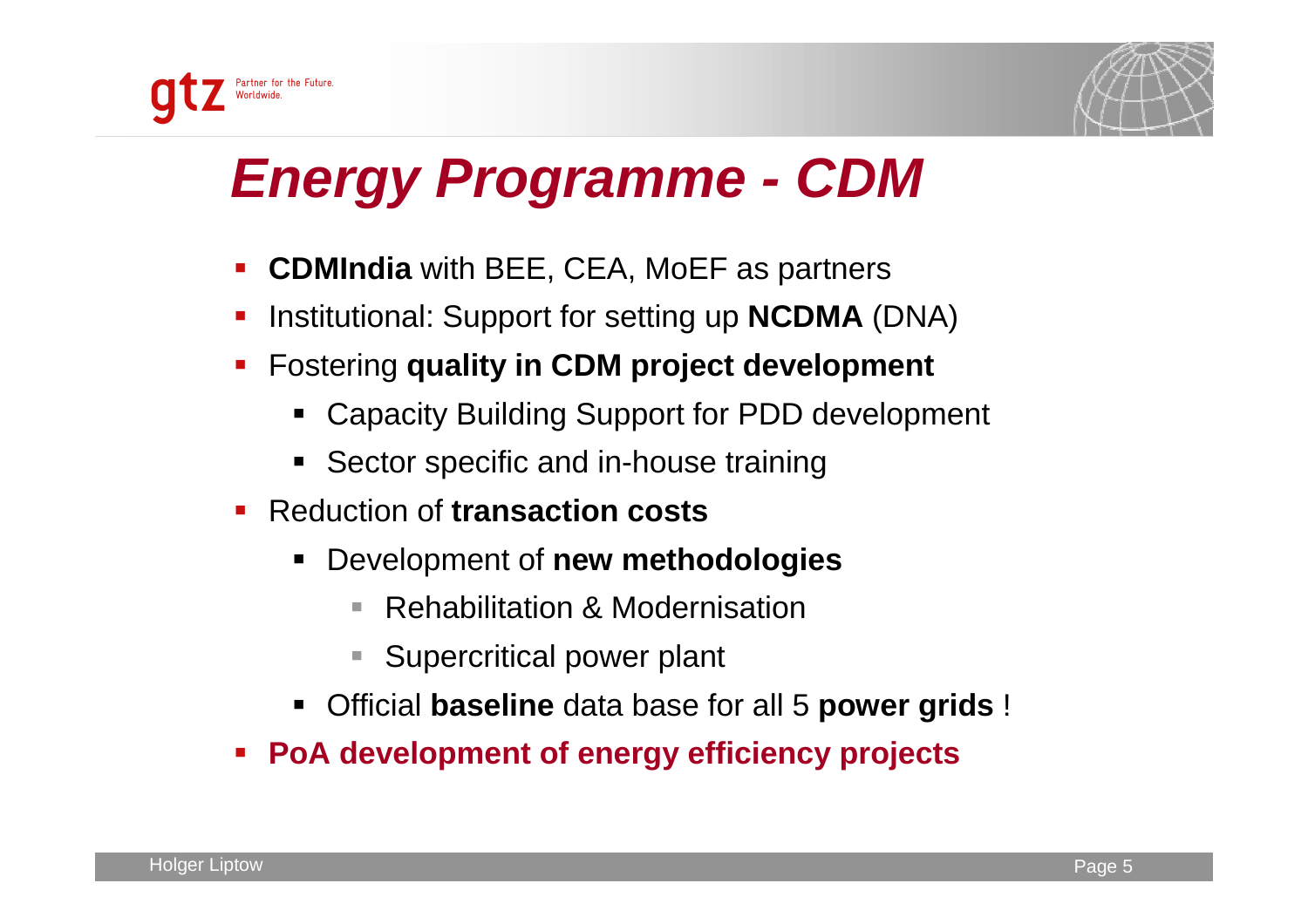# *Energy Programme - CDM*

- **CDMIndia** with BEE, CEA, MoEF as partners
- Institutional: Support for setting up **NCDMA** (DNA)
- Fostering **quality in CDM project development**
  - Capacity Building Support for PDD development
  - Sector specific and in-house training
- Reduction of **transaction costs**
  - Development of **new methodologies**
    - Rehabilitation & Modernisation
    - Supercritical power plant
  - Official **baseline** data base for all 5 **power grids** !
- **PoA development of energy efficiency projects**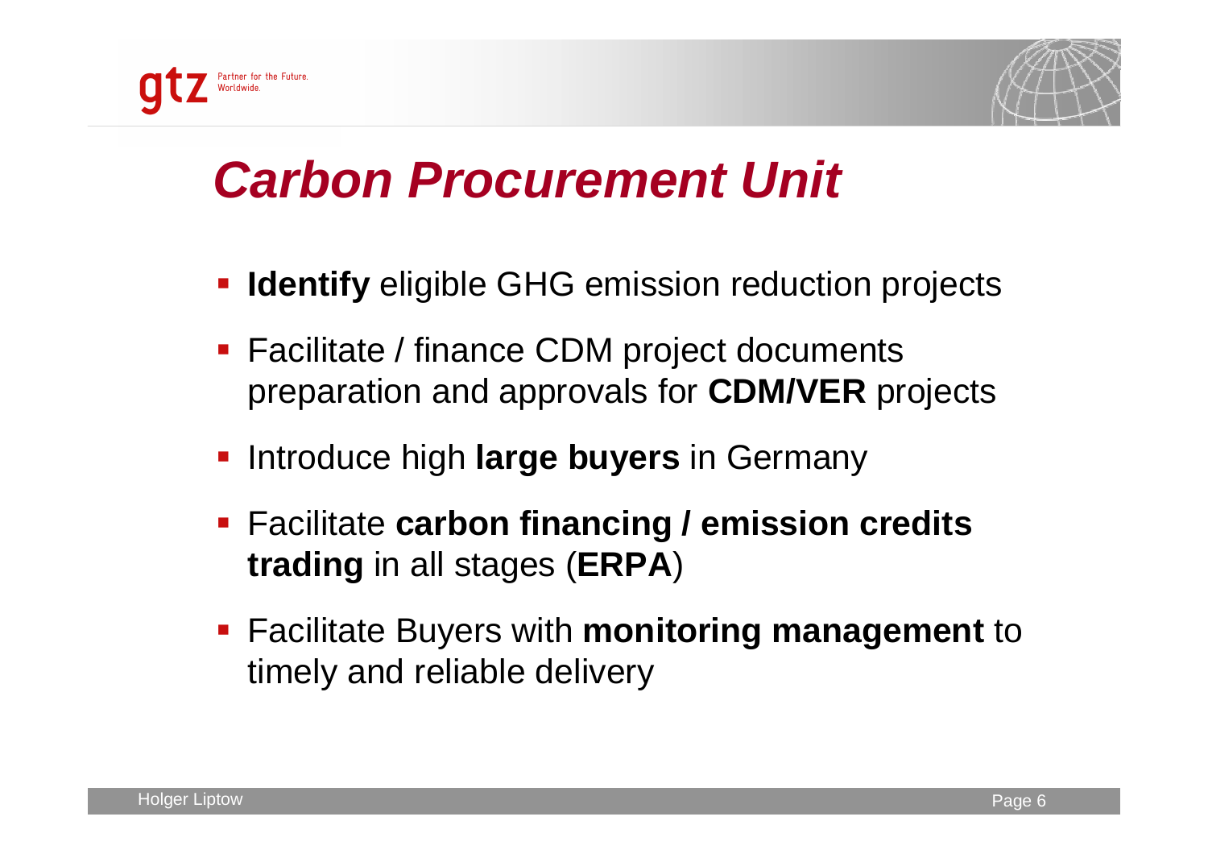# *Carbon Procurement Unit*

- **Identify** eligible GHG emission reduction projects
- Facilitate / finance CDM project documents preparation and approvals for **CDM/VER** projects
- Introduce high **large buyers** in Germany
- Facilitate **carbon financing / emission credits trading** in all stages (**ERPA**)
- Facilitate Buyers with **monitoring management** to timely and reliable delivery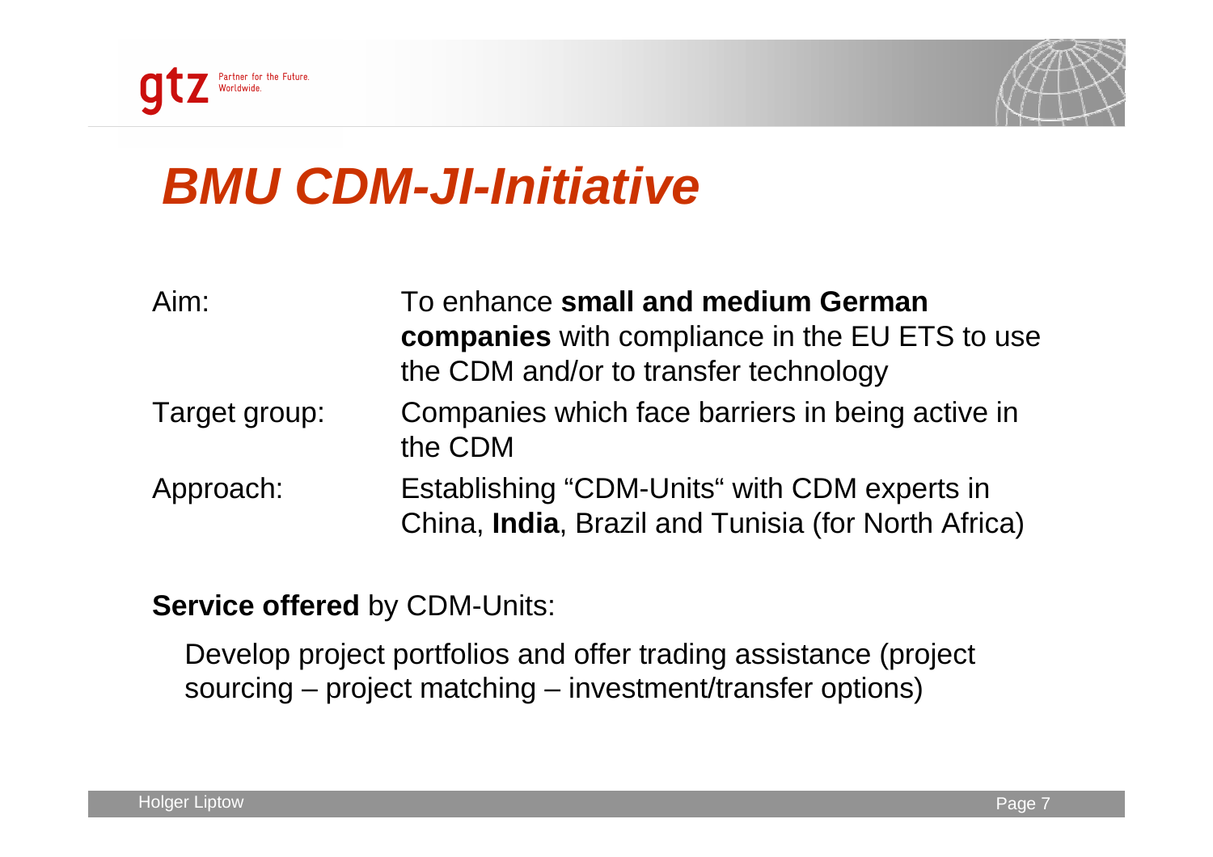# BMU CDM-JI-Initiative

| | |
|---|---|
| Aim: | To enhance **small and medium German companies** with compliance in the EU ETS to use the CDM and/or to transfer technology |
| Target group: | Companies which face barriers in being active in the CDM |
| Approach: | Establishing "CDM-Units" with CDM experts in China, **India**, Brazil and Tunisia (for North Africa) |

**Service offered** by CDM-Units:

Develop project portfolios and offer trading assistance (project sourcing – project matching – investment/transfer options)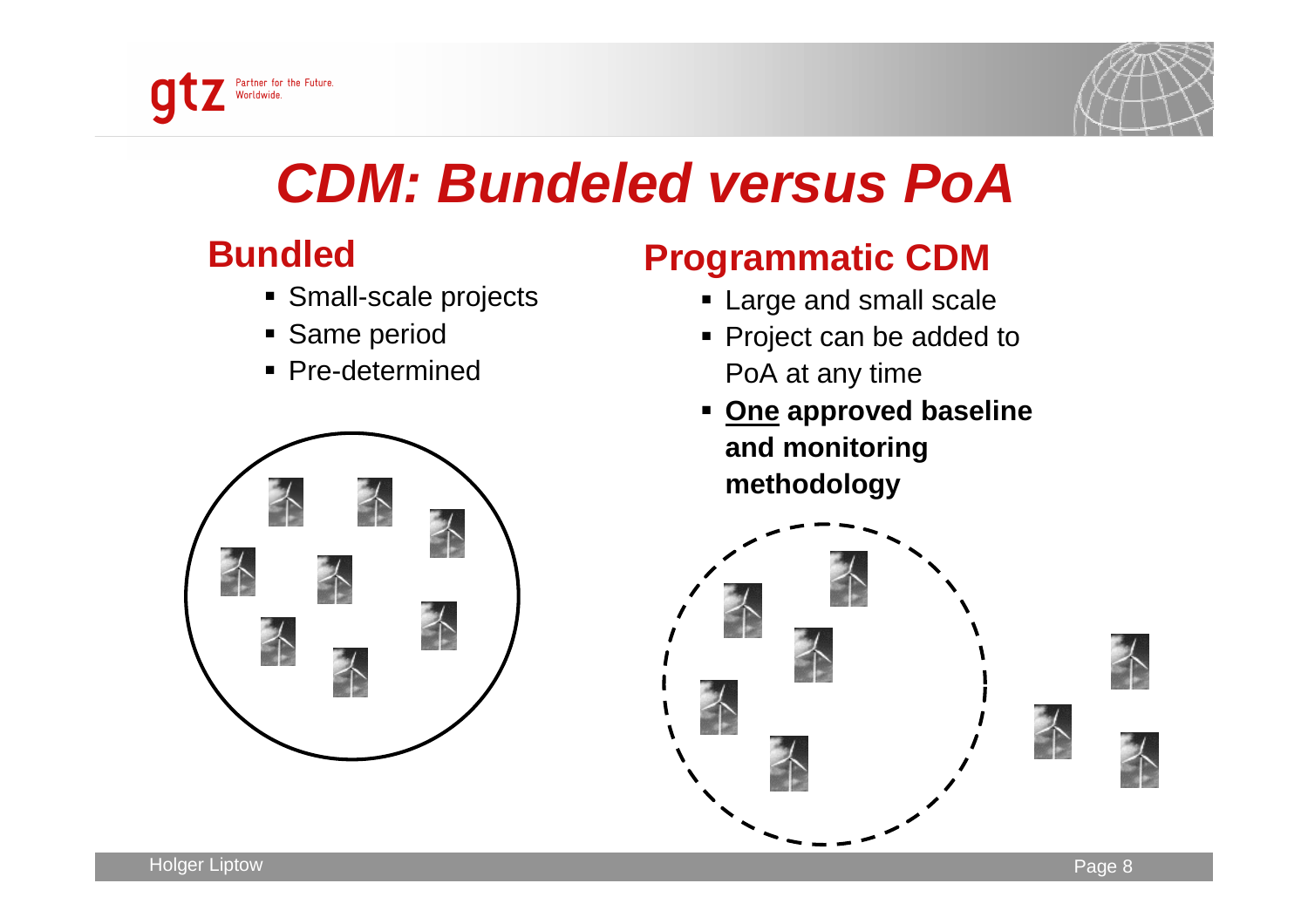# *CDM: Bundeled versus PoA*

## Bundled

- Small-scale projects
- Same period
- Pre-determined

## Programmatic CDM

- Large and small scale
- Project can be added to PoA at any time
- **One approved baseline and monitoring methodology**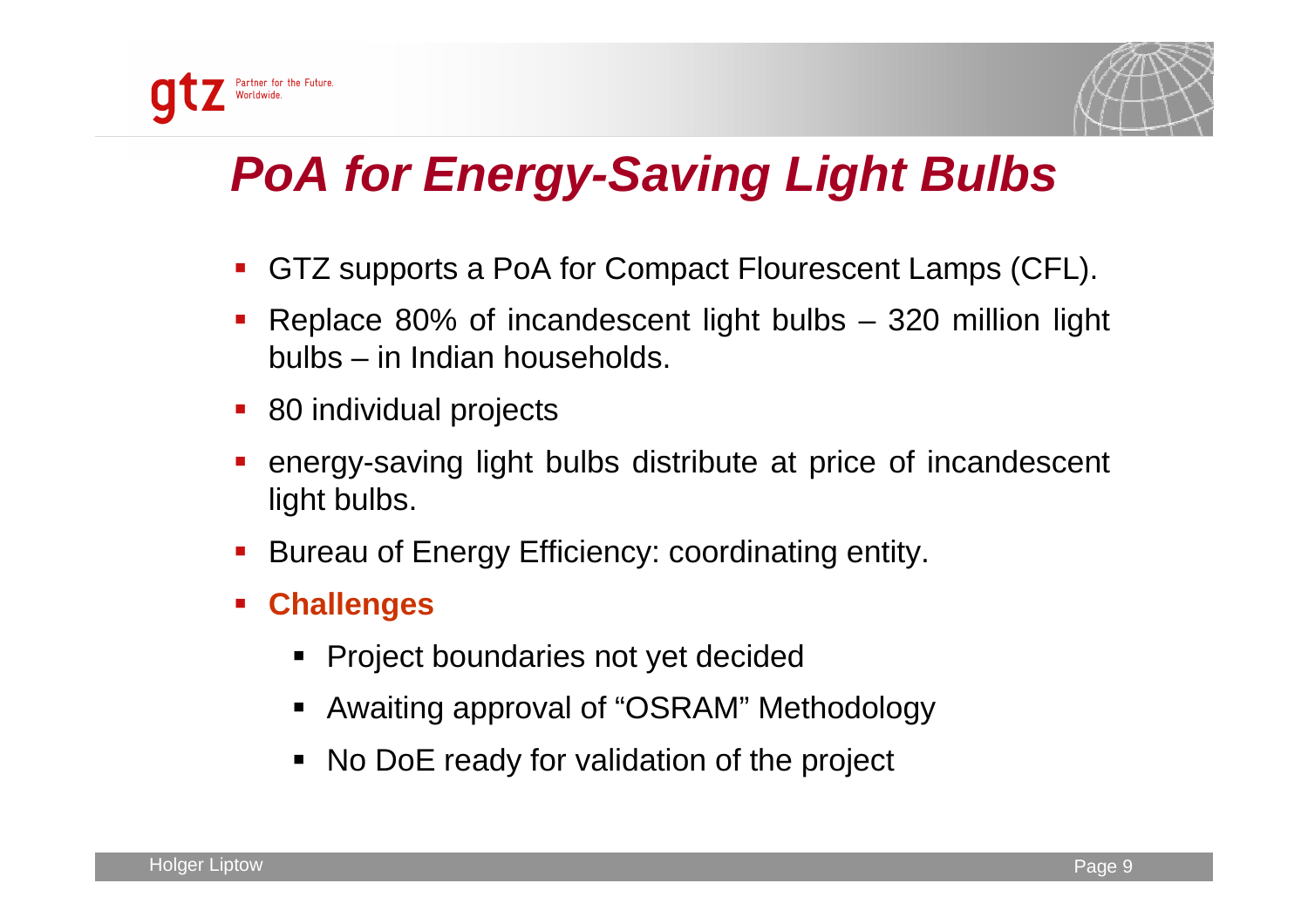# *PoA for Energy-Saving Light Bulbs*

- GTZ supports a PoA for Compact Flourescent Lamps (CFL).
- Replace 80% of incandescent light bulbs – 320 million light bulbs – in Indian households.
- 80 individual projects
- energy-saving light bulbs distribute at price of incandescent light bulbs.
- Bureau of Energy Efficiency: coordinating entity.
- **Challenges**
  - Project boundaries not yet decided
  - Awaiting approval of "OSRAM" Methodology
  - No DoE ready for validation of the project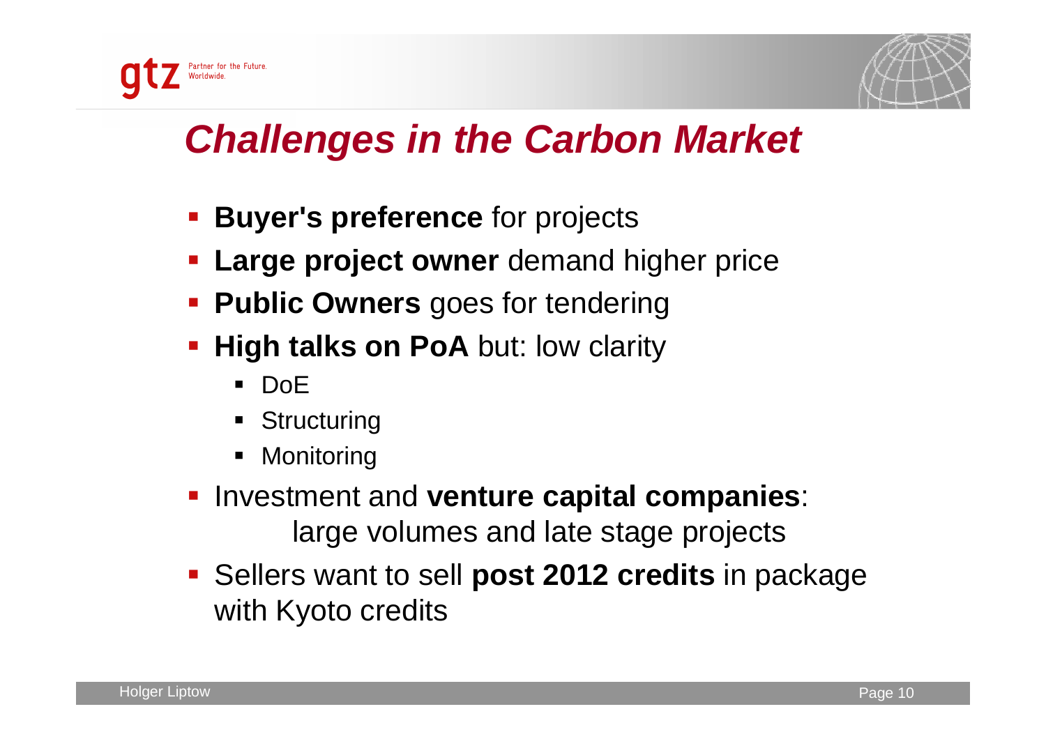# Challenges in the Carbon Market

- **Buyer's preference** for projects
- **Large project owner** demand higher price
- **Public Owners** goes for tendering
- **High talks on PoA** but: low clarity
  - DoE
  - Structuring
  - Monitoring
- Investment and **venture capital companies**: large volumes and late stage projects
- Sellers want to sell **post 2012 credits** in package with Kyoto credits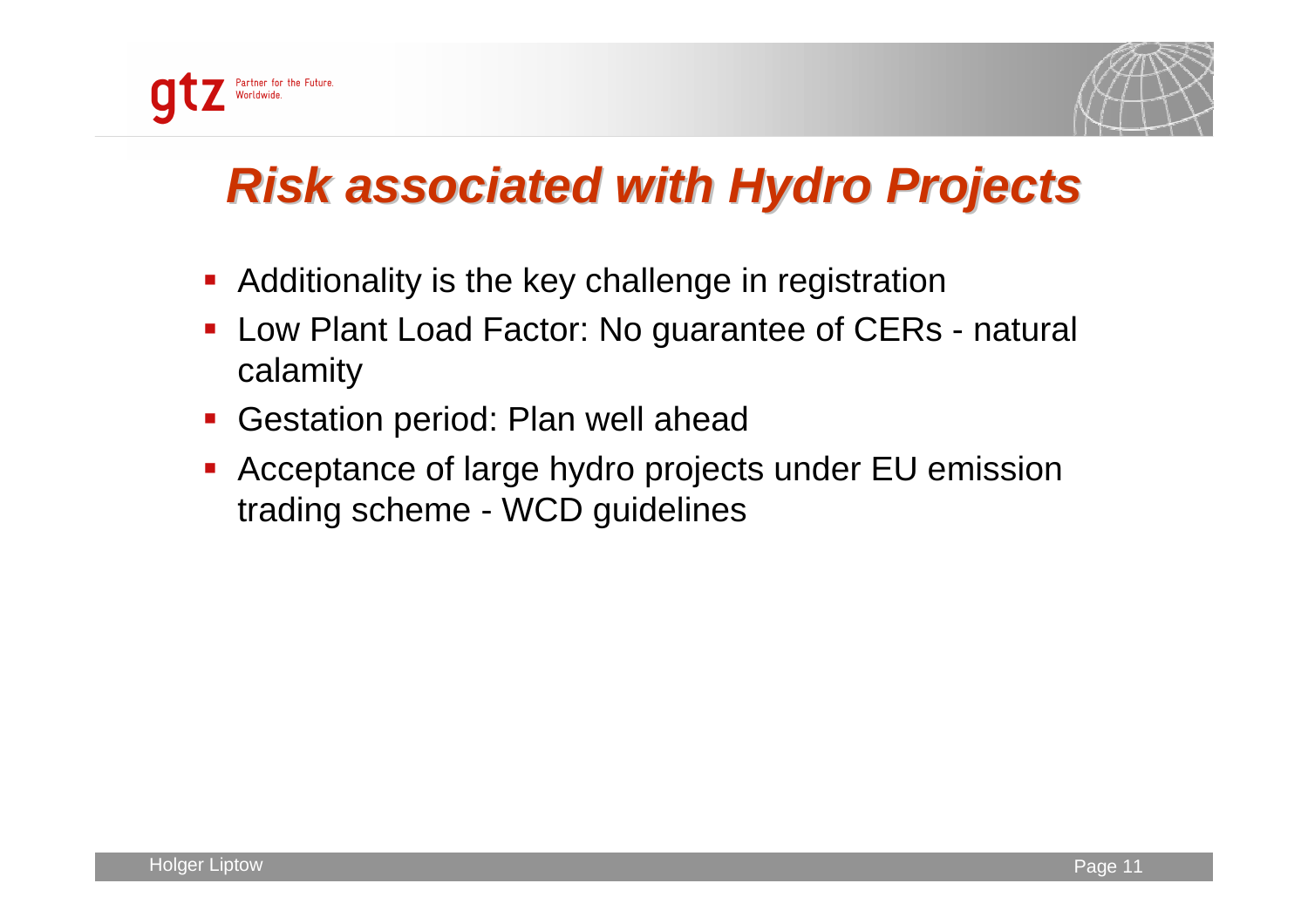# *Risk associated with Hydro Projects*

- Additionality is the key challenge in registration
- Low Plant Load Factor: No guarantee of CERs - natural calamity
- Gestation period: Plan well ahead
- Acceptance of large hydro projects under EU emission trading scheme - WCD guidelines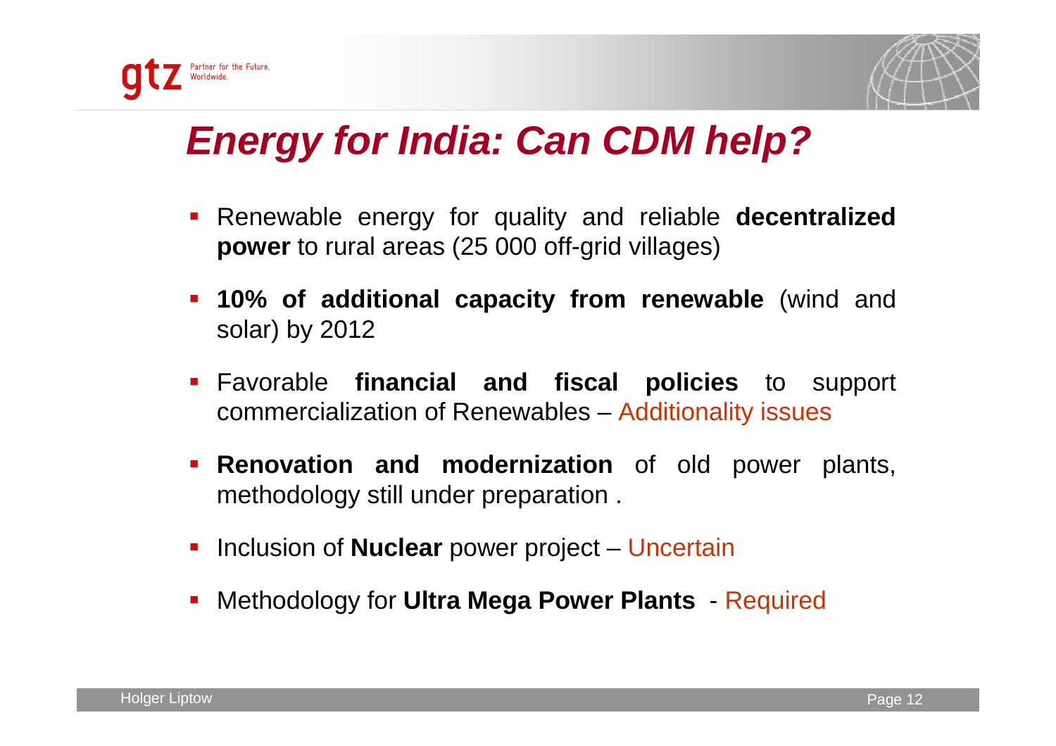# *Energy for India: Can CDM help?*

- Renewable energy for quality and reliable **decentralized power** to rural areas (25 000 off-grid villages)
- **10% of additional capacity from renewable** (wind and solar) by 2012
- Favorable **financial and fiscal policies** to support commercialization of Renewables – Additionality issues
- **Renovation and modernization** of old power plants, methodology still under preparation .
- Inclusion of **Nuclear** power project – Uncertain
- Methodology for **Ultra Mega Power Plants** - Required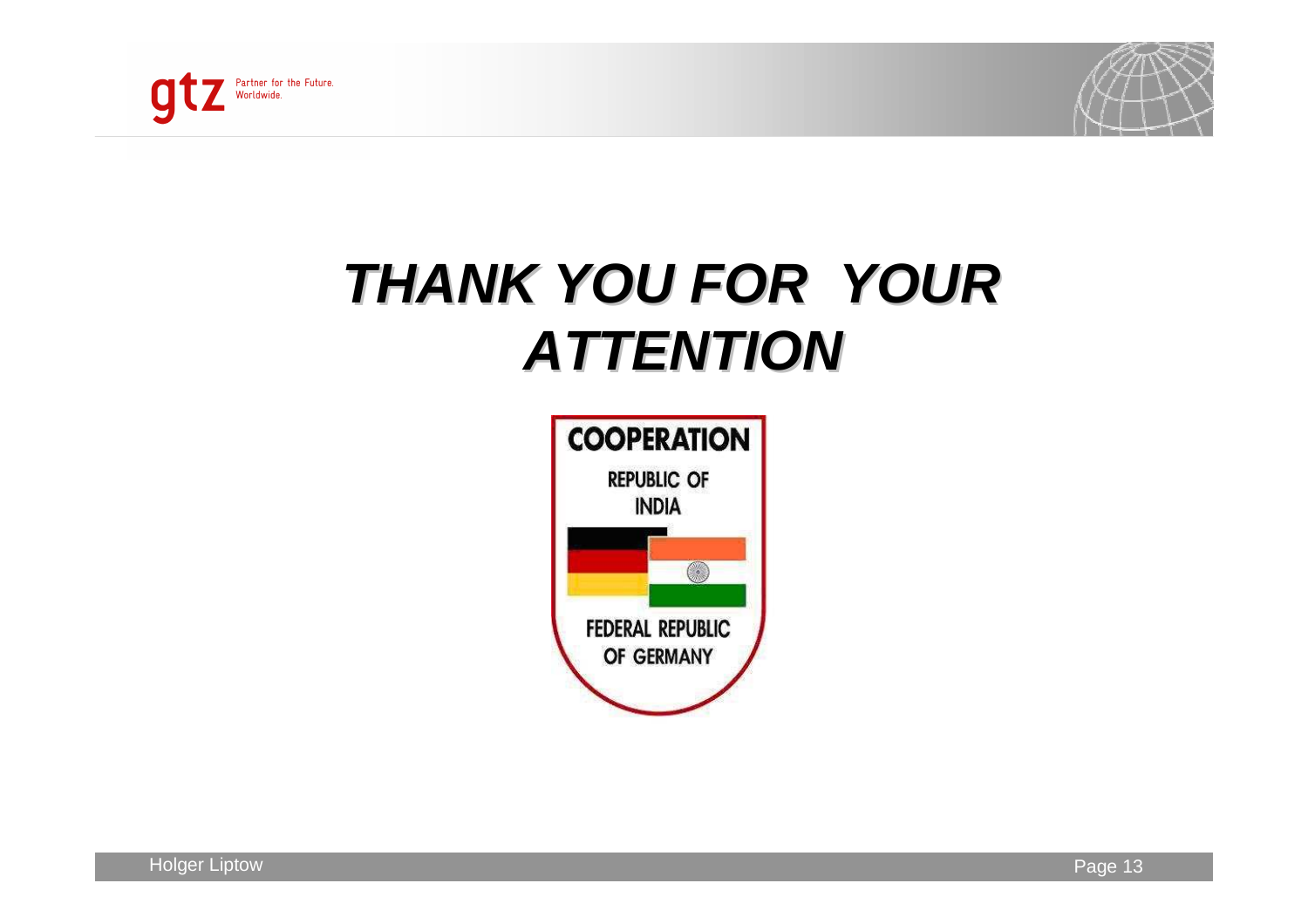# *THANK YOU FOR YOUR ATTENTION*

COOPERATION

REPUBLIC OF INDIA

FEDERAL REPUBLIC OF GERMANY